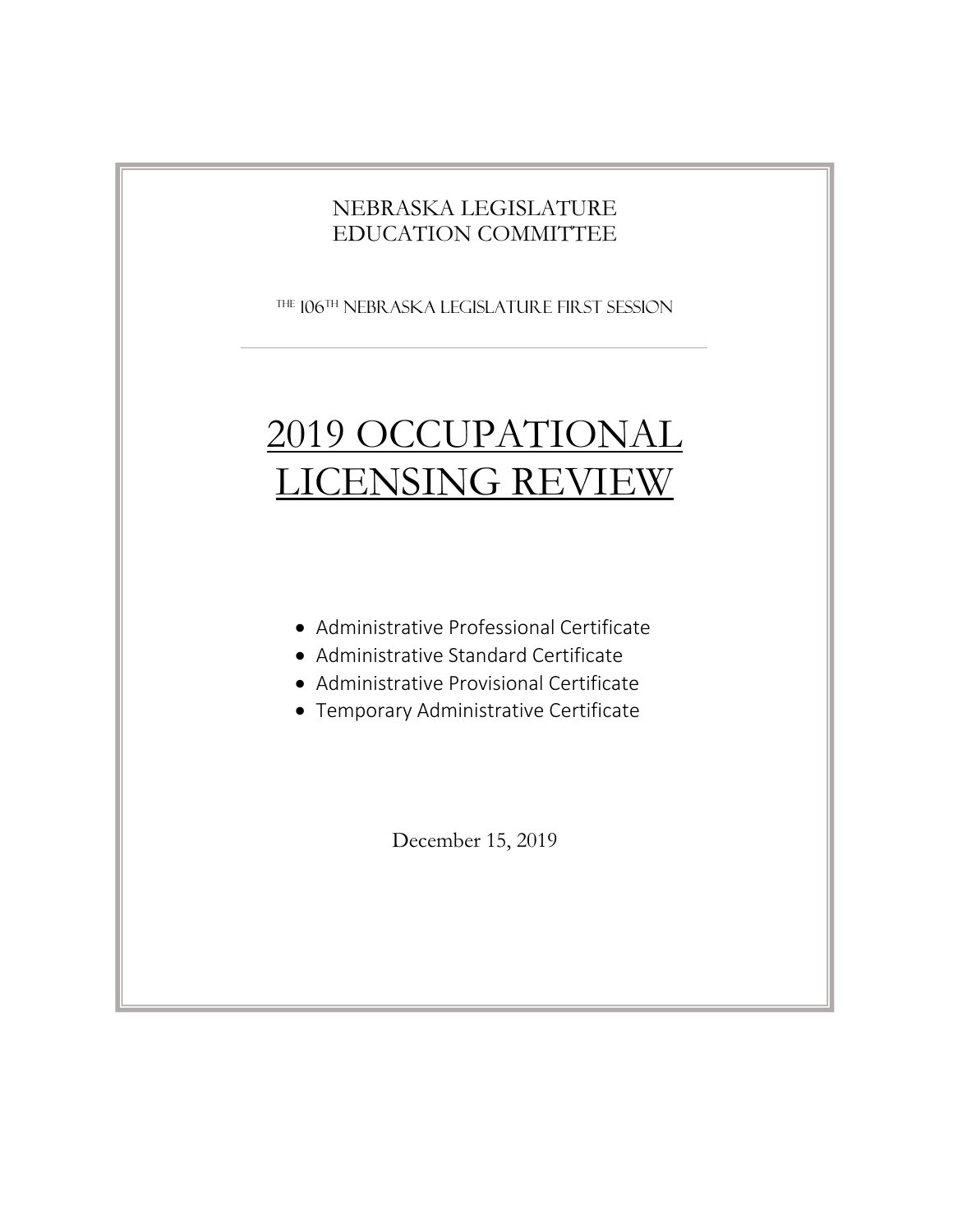NEBRASKA LEGISLATURE
EDUCATION COMMITTEE

THE 106TH NEBRASKA LEGISLATURE FIRST SESSION

---

# 2019 OCCUPATIONAL LICENSING REVIEW

- Administrative Professional Certificate
- Administrative Standard Certificate
- Administrative Provisional Certificate
- Temporary Administrative Certificate

December 15, 2019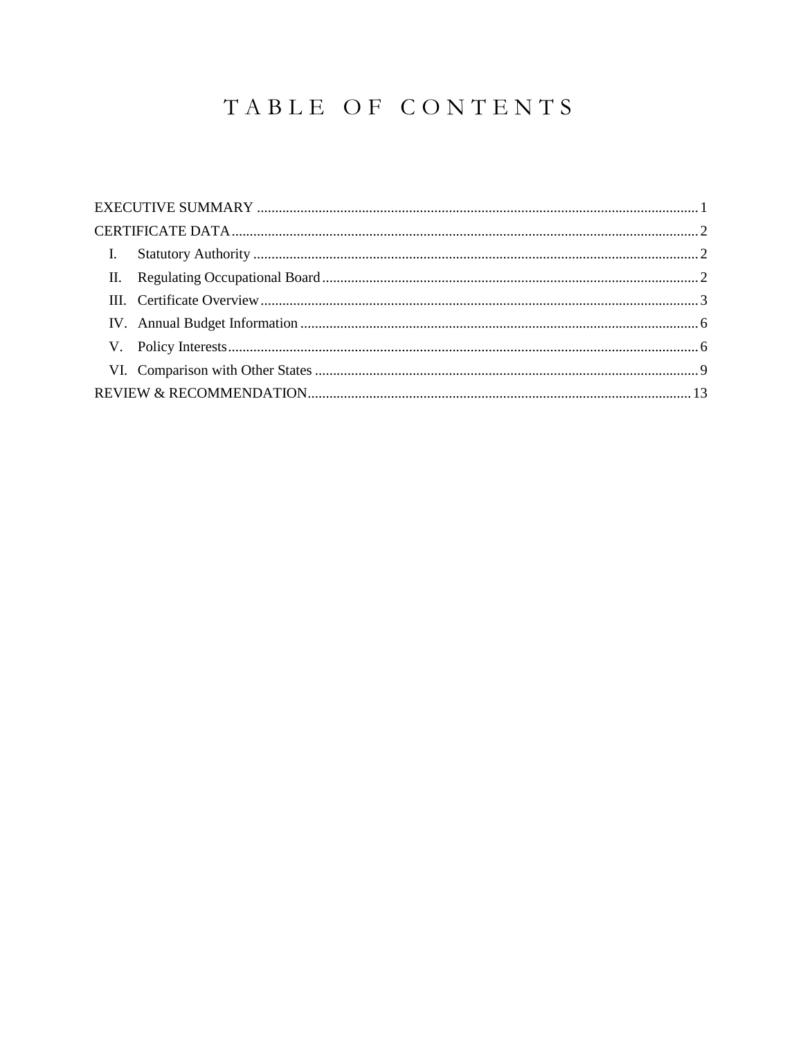# TABLE OF CONTENTS

EXECUTIVE SUMMARY ........................................................................................................................ 1

CERTIFICATE DATA ........................................................................................................................... 2

- I. Statutory Authority ......................................................................................................................... 2
- II. Regulating Occupational Board ..................................................................................................... 2
- III. Certificate Overview ...................................................................................................................... 3
- IV. Annual Budget Information ............................................................................................................ 6
- V. Policy Interests ................................................................................................................................ 6
- VI. Comparison with Other States ........................................................................................................ 9

REVIEW & RECOMMENDATION ........................................................................................................ 13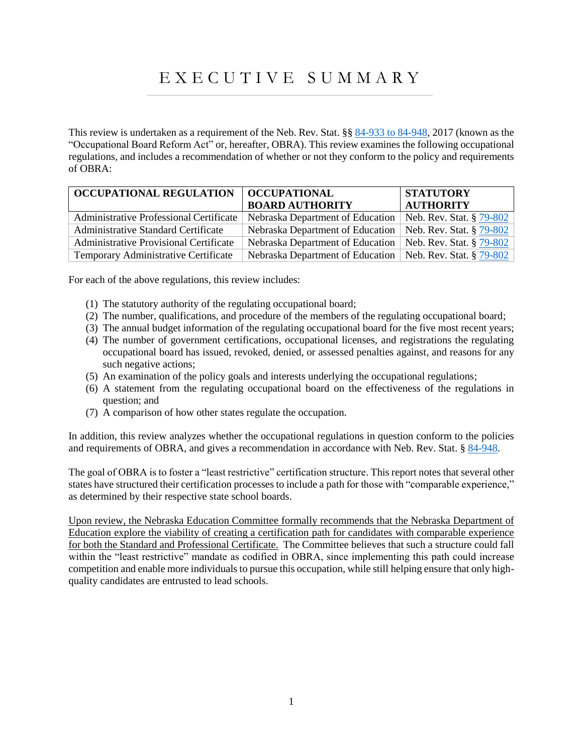# EXECUTIVE SUMMARY

This review is undertaken as a requirement of the Neb. Rev. Stat. §§ 84-933 to 84-948, 2017 (known as the "Occupational Board Reform Act" or, hereafter, OBRA). This review examines the following occupational regulations, and includes a recommendation of whether or not they conform to the policy and requirements of OBRA:

| OCCUPATIONAL REGULATION | OCCUPATIONAL BOARD AUTHORITY | STATUTORY AUTHORITY |
|---|---|---|
| Administrative Professional Certificate | Nebraska Department of Education | Neb. Rev. Stat. § 79-802 |
| Administrative Standard Certificate | Nebraska Department of Education | Neb. Rev. Stat. § 79-802 |
| Administrative Provisional Certificate | Nebraska Department of Education | Neb. Rev. Stat. § 79-802 |
| Temporary Administrative Certificate | Nebraska Department of Education | Neb. Rev. Stat. § 79-802 |

For each of the above regulations, this review includes:

1. The statutory authority of the regulating occupational board;
2. The number, qualifications, and procedure of the members of the regulating occupational board;
3. The annual budget information of the regulating occupational board for the five most recent years;
4. The number of government certifications, occupational licenses, and registrations the regulating occupational board has issued, revoked, denied, or assessed penalties against, and reasons for any such negative actions;
5. An examination of the policy goals and interests underlying the occupational regulations;
6. A statement from the regulating occupational board on the effectiveness of the regulations in question; and
7. A comparison of how other states regulate the occupation.

In addition, this review analyzes whether the occupational regulations in question conform to the policies and requirements of OBRA, and gives a recommendation in accordance with Neb. Rev. Stat. § 84-948.

The goal of OBRA is to foster a "least restrictive" certification structure. This report notes that several other states have structured their certification processes to include a path for those with "comparable experience," as determined by their respective state school boards.

Upon review, the Nebraska Education Committee formally recommends that the Nebraska Department of Education explore the viability of creating a certification path for candidates with comparable experience for both the Standard and Professional Certificate. The Committee believes that such a structure could fall within the "least restrictive" mandate as codified in OBRA, since implementing this path could increase competition and enable more individuals to pursue this occupation, while still helping ensure that only high-quality candidates are entrusted to lead schools.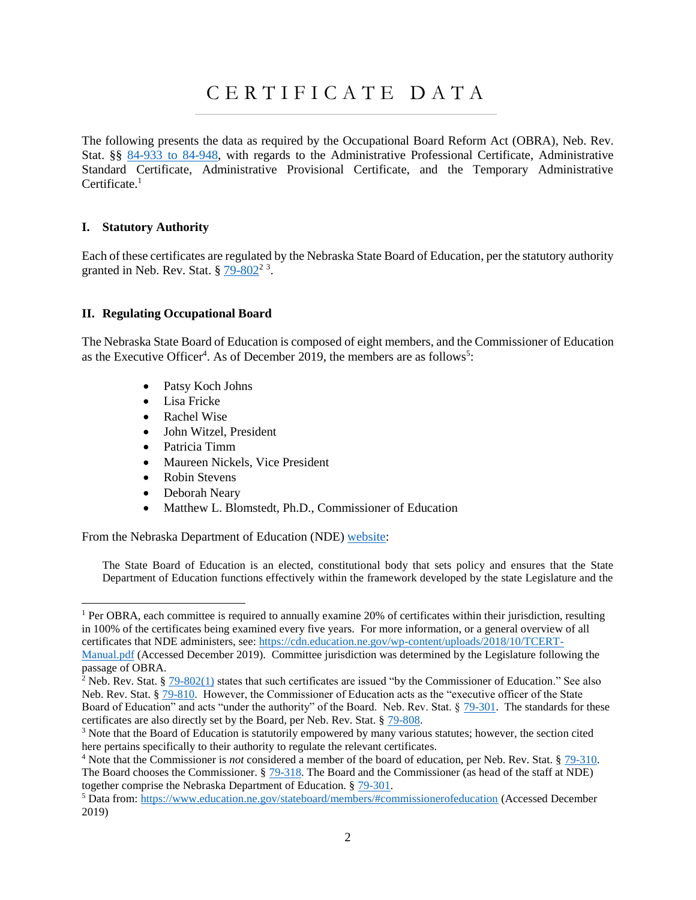# CERTIFICATE DATA

The following presents the data as required by the Occupational Board Reform Act (OBRA), Neb. Rev. Stat. §§ [84-933 to 84-948](#), with regards to the Administrative Professional Certificate, Administrative Standard Certificate, Administrative Provisional Certificate, and the Temporary Administrative Certificate.[1]

## I. Statutory Authority

Each of these certificates are regulated by the Nebraska State Board of Education, per the statutory authority granted in Neb. Rev. Stat. § [79-802](#)[2] [3].

## II. Regulating Occupational Board

The Nebraska State Board of Education is composed of eight members, and the Commissioner of Education as the Executive Officer[4]. As of December 2019, the members are as follows[5]:

- Patsy Koch Johns
- Lisa Fricke
- Rachel Wise
- John Witzel, President
- Patricia Timm
- Maureen Nickels, Vice President
- Robin Stevens
- Deborah Neary
- Matthew L. Blomstedt, Ph.D., Commissioner of Education

From the Nebraska Department of Education (NDE) [website](#):

> The State Board of Education is an elected, constitutional body that sets policy and ensures that the State Department of Education functions effectively within the framework developed by the state Legislature and the

---

[1] Per OBRA, each committee is required to annually examine 20% of certificates within their jurisdiction, resulting in 100% of the certificates being examined every five years. For more information, or a general overview of all certificates that NDE administers, see: https://cdn.education.ne.gov/wp-content/uploads/2018/10/TCERT-Manual.pdf (Accessed December 2019). Committee jurisdiction was determined by the Legislature following the passage of OBRA.

[2] Neb. Rev. Stat. § [79-802(1)](#) states that such certificates are issued "by the Commissioner of Education." See also Neb. Rev. Stat. § [79-810](#). However, the Commissioner of Education acts as the "executive officer of the State Board of Education" and acts "under the authority" of the Board. Neb. Rev. Stat. § [79-301](#). The standards for these certificates are also directly set by the Board, per Neb. Rev. Stat. § [79-808](#).

[3] Note that the Board of Education is statutorily empowered by many various statutes; however, the section cited here pertains specifically to their authority to regulate the relevant certificates.

[4] Note that the Commissioner is *not* considered a member of the board of education, per Neb. Rev. Stat. § [79-310](#). The Board chooses the Commissioner. § [79-318](#). The Board and the Commissioner (as head of the staff at NDE) together comprise the Nebraska Department of Education. § [79-301](#).

[5] Data from: https://www.education.ne.gov/stateboard/members/#commissionerofeducation (Accessed December 2019)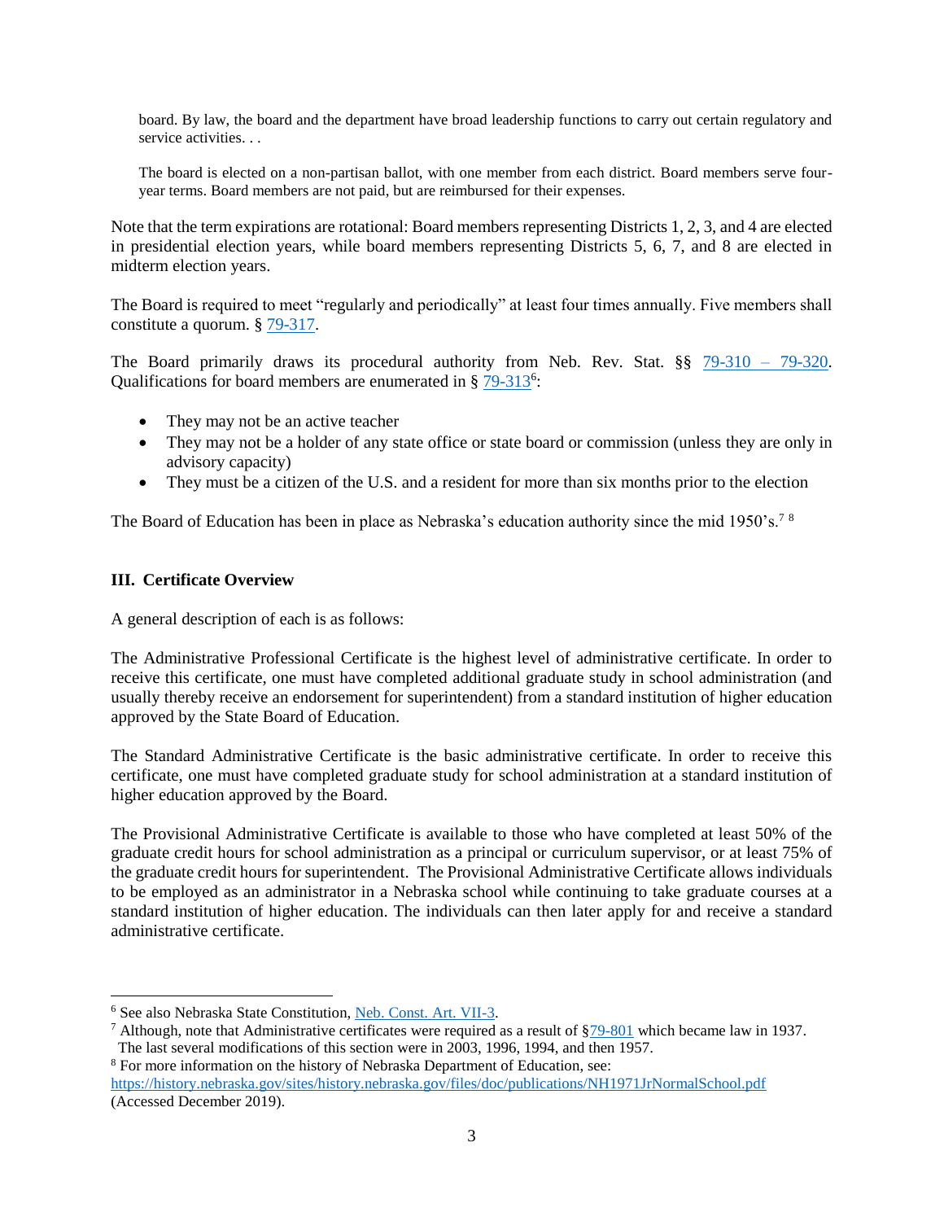> board. By law, the board and the department have broad leadership functions to carry out certain regulatory and service activities. . .
>
> The board is elected on a non-partisan ballot, with one member from each district. Board members serve four-year terms. Board members are not paid, but are reimbursed for their expenses.

Note that the term expirations are rotational: Board members representing Districts 1, 2, 3, and 4 are elected in presidential election years, while board members representing Districts 5, 6, 7, and 8 are elected in midterm election years.

The Board is required to meet "regularly and periodically" at least four times annually. Five members shall constitute a quorum. § 79-317.

The Board primarily draws its procedural authority from Neb. Rev. Stat. §§ 79-310 – 79-320. Qualifications for board members are enumerated in § 79-313[6]:

- They may not be an active teacher
- They may not be a holder of any state office or state board or commission (unless they are only in advisory capacity)
- They must be a citizen of the U.S. and a resident for more than six months prior to the election

The Board of Education has been in place as Nebraska's education authority since the mid 1950's.[7] [8]

### III. Certificate Overview

A general description of each is as follows:

The Administrative Professional Certificate is the highest level of administrative certificate. In order to receive this certificate, one must have completed additional graduate study in school administration (and usually thereby receive an endorsement for superintendent) from a standard institution of higher education approved by the State Board of Education.

The Standard Administrative Certificate is the basic administrative certificate. In order to receive this certificate, one must have completed graduate study for school administration at a standard institution of higher education approved by the Board.

The Provisional Administrative Certificate is available to those who have completed at least 50% of the graduate credit hours for school administration as a principal or curriculum supervisor, or at least 75% of the graduate credit hours for superintendent. The Provisional Administrative Certificate allows individuals to be employed as an administrator in a Nebraska school while continuing to take graduate courses at a standard institution of higher education. The individuals can then later apply for and receive a standard administrative certificate.

---

[6] See also Nebraska State Constitution, Neb. Const. Art. VII-3.

[7] Although, note that Administrative certificates were required as a result of §79-801 which became law in 1937. The last several modifications of this section were in 2003, 1996, 1994, and then 1957.

[8] For more information on the history of Nebraska Department of Education, see: https://history.nebraska.gov/sites/history.nebraska.gov/files/doc/publications/NH1971JrNormalSchool.pdf (Accessed December 2019).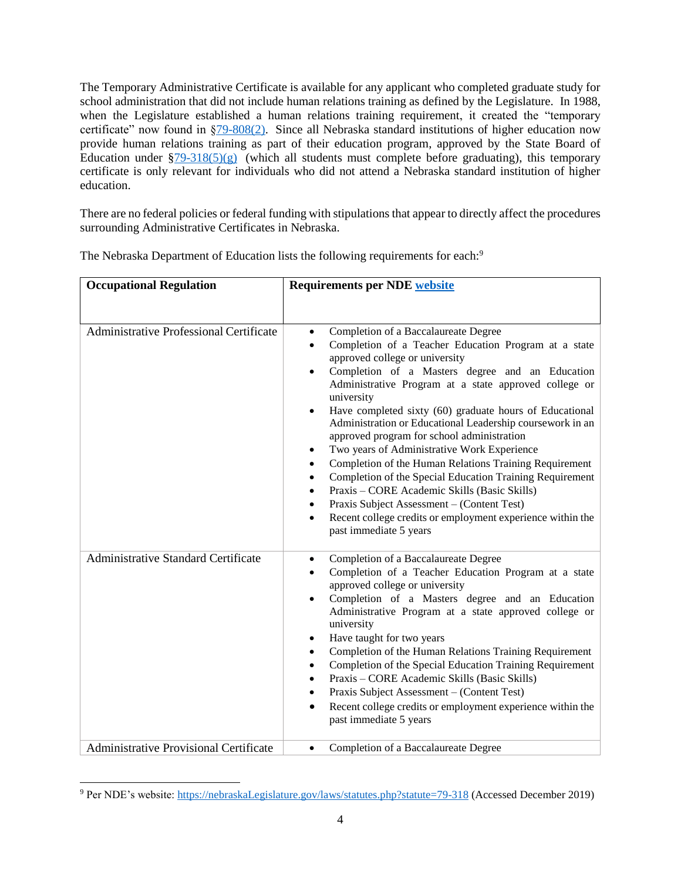The Temporary Administrative Certificate is available for any applicant who completed graduate study for school administration that did not include human relations training as defined by the Legislature. In 1988, when the Legislature established a human relations training requirement, it created the "temporary certificate" now found in §79-808(2). Since all Nebraska standard institutions of higher education now provide human relations training as part of their education program, approved by the State Board of Education under §79-318(5)(g) (which all students must complete before graduating), this temporary certificate is only relevant for individuals who did not attend a Nebraska standard institution of higher education.

There are no federal policies or federal funding with stipulations that appear to directly affect the procedures surrounding Administrative Certificates in Nebraska.

The Nebraska Department of Education lists the following requirements for each:[9]

| Occupational Regulation | Requirements per NDE website |
|---|---|
| Administrative Professional Certificate | • Completion of a Baccalaureate Degree<br>• Completion of a Teacher Education Program at a state approved college or university<br>• Completion of a Masters degree and an Education Administrative Program at a state approved college or university<br>• Have completed sixty (60) graduate hours of Educational Administration or Educational Leadership coursework in an approved program for school administration<br>• Two years of Administrative Work Experience<br>• Completion of the Human Relations Training Requirement<br>• Completion of the Special Education Training Requirement<br>• Praxis – CORE Academic Skills (Basic Skills)<br>• Praxis Subject Assessment – (Content Test)<br>• Recent college credits or employment experience within the past immediate 5 years |
| Administrative Standard Certificate | • Completion of a Baccalaureate Degree<br>• Completion of a Teacher Education Program at a state approved college or university<br>• Completion of a Masters degree and an Education Administrative Program at a state approved college or university<br>• Have taught for two years<br>• Completion of the Human Relations Training Requirement<br>• Completion of the Special Education Training Requirement<br>• Praxis – CORE Academic Skills (Basic Skills)<br>• Praxis Subject Assessment – (Content Test)<br>• Recent college credits or employment experience within the past immediate 5 years |
| Administrative Provisional Certificate | • Completion of a Baccalaureate Degree |

[9] Per NDE's website: https://nebraskaLegislature.gov/laws/statutes.php?statute=79-318 (Accessed December 2019)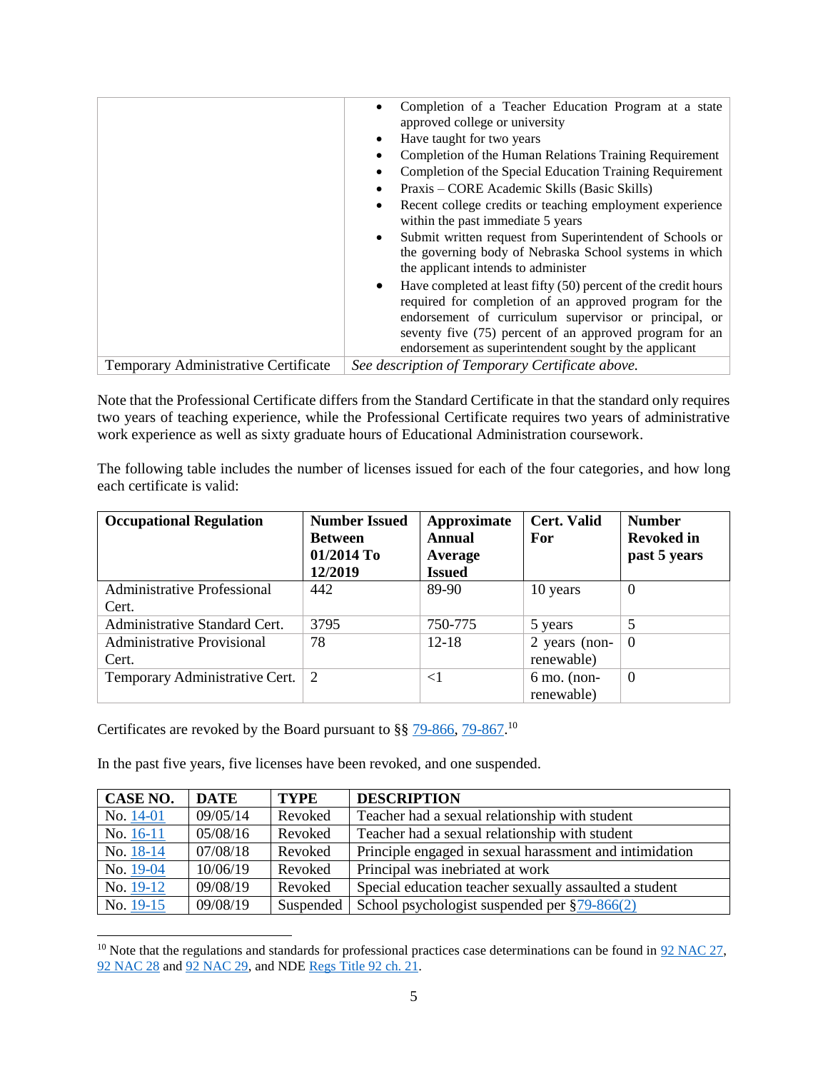| | |
|---|---|
| | • Completion of a Teacher Education Program at a state approved college or university<br>• Have taught for two years<br>• Completion of the Human Relations Training Requirement<br>• Completion of the Special Education Training Requirement<br>• Praxis – CORE Academic Skills (Basic Skills)<br>• Recent college credits or teaching employment experience within the past immediate 5 years<br>• Submit written request from Superintendent of Schools or the governing body of Nebraska School systems in which the applicant intends to administer<br>• Have completed at least fifty (50) percent of the credit hours required for completion of an approved program for the endorsement of curriculum supervisor or principal, or seventy five (75) percent of an approved program for an endorsement as superintendent sought by the applicant |
| Temporary Administrative Certificate | *See description of Temporary Certificate above.* |

Note that the Professional Certificate differs from the Standard Certificate in that the standard only requires two years of teaching experience, while the Professional Certificate requires two years of administrative work experience as well as sixty graduate hours of Educational Administration coursework.

The following table includes the number of licenses issued for each of the four categories, and how long each certificate is valid:

| **Occupational Regulation** | **Number Issued Between 01/2014 To 12/2019** | **Approximate Annual Average Issued** | **Cert. Valid For** | **Number Revoked in past 5 years** |
|---|---|---|---|---|
| Administrative Professional Cert. | 442 | 89-90 | 10 years | 0 |
| Administrative Standard Cert. | 3795 | 750-775 | 5 years | 5 |
| Administrative Provisional Cert. | 78 | 12-18 | 2 years (non-renewable) | 0 |
| Temporary Administrative Cert. | 2 | <1 | 6 mo. (non-renewable) | 0 |

Certificates are revoked by the Board pursuant to §§ 79-866, 79-867.[10]

In the past five years, five licenses have been revoked, and one suspended.

| **CASE NO.** | **DATE** | **TYPE** | **DESCRIPTION** |
|---|---|---|---|
| No. 14-01 | 09/05/14 | Revoked | Teacher had a sexual relationship with student |
| No. 16-11 | 05/08/16 | Revoked | Teacher had a sexual relationship with student |
| No. 18-14 | 07/08/18 | Revoked | Principle engaged in sexual harassment and intimidation |
| No. 19-04 | 10/06/19 | Revoked | Principal was inebriated at work |
| No. 19-12 | 09/08/19 | Revoked | Special education teacher sexually assaulted a student |
| No. 19-15 | 09/08/19 | Suspended | School psychologist suspended per §79-866(2) |

[10] Note that the regulations and standards for professional practices case determinations can be found in 92 NAC 27, 92 NAC 28 and 92 NAC 29, and NDE Regs Title 92 ch. 21.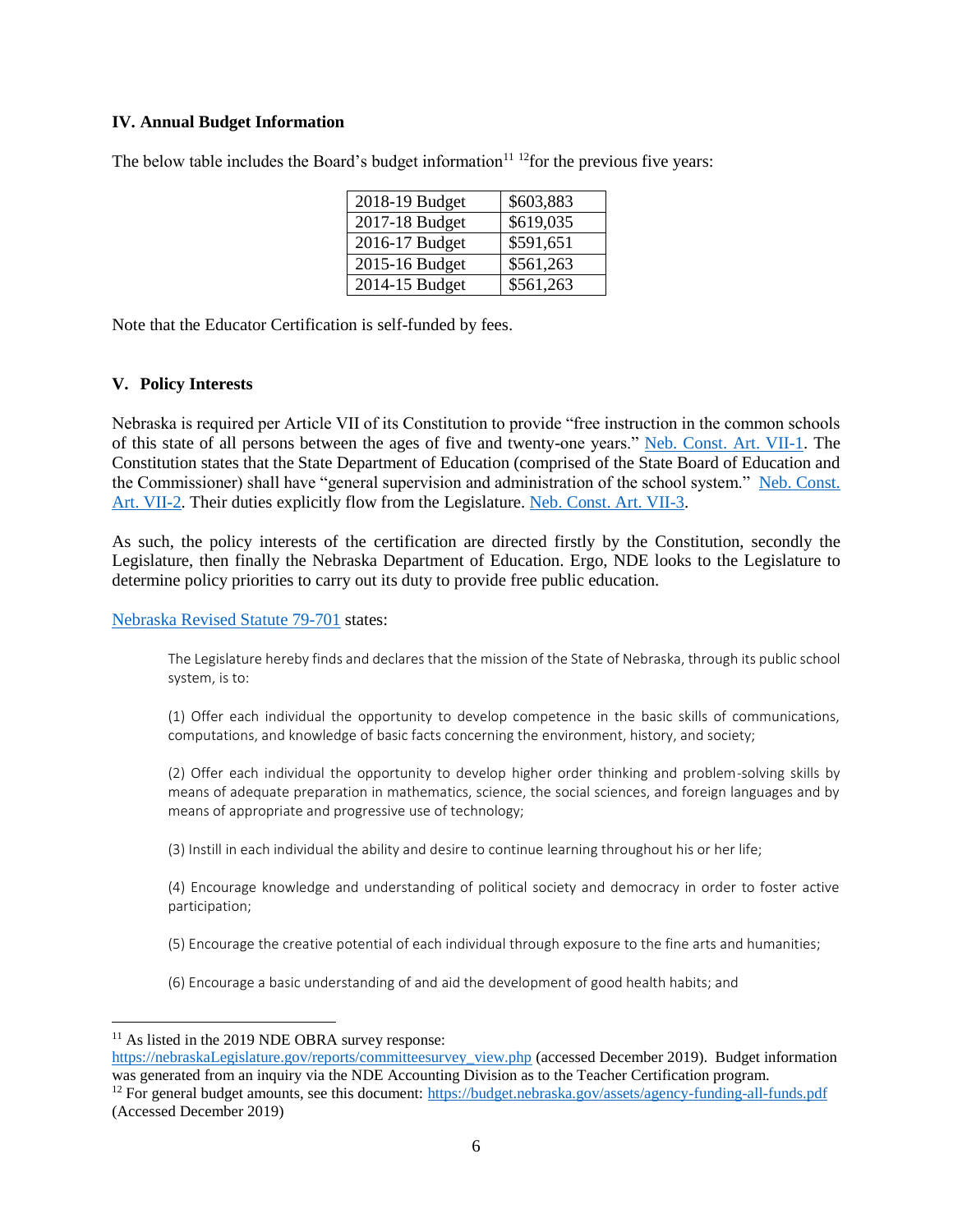## IV. Annual Budget Information

The below table includes the Board's budget information[11] [12]for the previous five years:

| | |
|---|---|
| 2018-19 Budget | $603,883 |
| 2017-18 Budget | $619,035 |
| 2016-17 Budget | $591,651 |
| 2015-16 Budget | $561,263 |
| 2014-15 Budget | $561,263 |

Note that the Educator Certification is self-funded by fees.

## V. Policy Interests

Nebraska is required per Article VII of its Constitution to provide "free instruction in the common schools of this state of all persons between the ages of five and twenty-one years." [Neb. Const. Art. VII-1](). The Constitution states that the State Department of Education (comprised of the State Board of Education and the Commissioner) shall have "general supervision and administration of the school system." [Neb. Const. Art. VII-2](). Their duties explicitly flow from the Legislature. [Neb. Const. Art. VII-3]().

As such, the policy interests of the certification are directed firstly by the Constitution, secondly the Legislature, then finally the Nebraska Department of Education. Ergo, NDE looks to the Legislature to determine policy priorities to carry out its duty to provide free public education.

[Nebraska Revised Statute 79-701]() states:

> The Legislature hereby finds and declares that the mission of the State of Nebraska, through its public school system, is to:
>
> (1) Offer each individual the opportunity to develop competence in the basic skills of communications, computations, and knowledge of basic facts concerning the environment, history, and society;
>
> (2) Offer each individual the opportunity to develop higher order thinking and problem-solving skills by means of adequate preparation in mathematics, science, the social sciences, and foreign languages and by means of appropriate and progressive use of technology;
>
> (3) Instill in each individual the ability and desire to continue learning throughout his or her life;
>
> (4) Encourage knowledge and understanding of political society and democracy in order to foster active participation;
>
> (5) Encourage the creative potential of each individual through exposure to the fine arts and humanities;
>
> (6) Encourage a basic understanding of and aid the development of good health habits; and

---

[11] As listed in the 2019 NDE OBRA survey response: https://nebraskaLegislature.gov/reports/committeesurvey_view.php (accessed December 2019). Budget information was generated from an inquiry via the NDE Accounting Division as to the Teacher Certification program.

[12] For general budget amounts, see this document: https://budget.nebraska.gov/assets/agency-funding-all-funds.pdf (Accessed December 2019)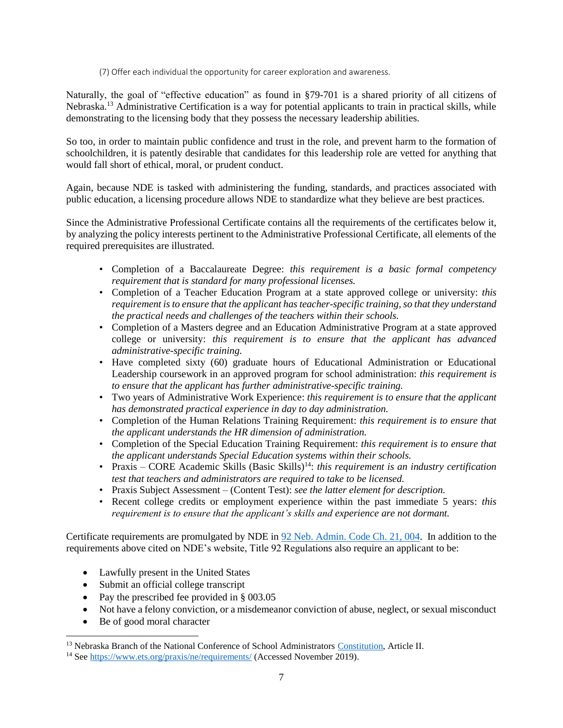(7) Offer each individual the opportunity for career exploration and awareness.

Naturally, the goal of "effective education" as found in §79-701 is a shared priority of all citizens of Nebraska.[13] Administrative Certification is a way for potential applicants to train in practical skills, while demonstrating to the licensing body that they possess the necessary leadership abilities.

So too, in order to maintain public confidence and trust in the role, and prevent harm to the formation of schoolchildren, it is patently desirable that candidates for this leadership role are vetted for anything that would fall short of ethical, moral, or prudent conduct.

Again, because NDE is tasked with administering the funding, standards, and practices associated with public education, a licensing procedure allows NDE to standardize what they believe are best practices.

Since the Administrative Professional Certificate contains all the requirements of the certificates below it, by analyzing the policy interests pertinent to the Administrative Professional Certificate, all elements of the required prerequisites are illustrated.

- Completion of a Baccalaureate Degree: *this requirement is a basic formal competency requirement that is standard for many professional licenses.*
- Completion of a Teacher Education Program at a state approved college or university: *this requirement is to ensure that the applicant has teacher-specific training, so that they understand the practical needs and challenges of the teachers within their schools.*
- Completion of a Masters degree and an Education Administrative Program at a state approved college or university: *this requirement is to ensure that the applicant has advanced administrative-specific training.*
- Have completed sixty (60) graduate hours of Educational Administration or Educational Leadership coursework in an approved program for school administration: *this requirement is to ensure that the applicant has further administrative-specific training.*
- Two years of Administrative Work Experience: *this requirement is to ensure that the applicant has demonstrated practical experience in day to day administration.*
- Completion of the Human Relations Training Requirement: *this requirement is to ensure that the applicant understands the HR dimension of administration.*
- Completion of the Special Education Training Requirement: *this requirement is to ensure that the applicant understands Special Education systems within their schools.*
- Praxis – CORE Academic Skills (Basic Skills)[14]: *this requirement is an industry certification test that teachers and administrators are required to take to be licensed.*
- Praxis Subject Assessment – (Content Test): *see the latter element for description.*
- Recent college credits or employment experience within the past immediate 5 years: *this requirement is to ensure that the applicant's skills and experience are not dormant.*

Certificate requirements are promulgated by NDE in [92 Neb. Admin. Code Ch. 21, 004](). In addition to the requirements above cited on NDE's website, Title 92 Regulations also require an applicant to be:

- Lawfully present in the United States
- Submit an official college transcript
- Pay the prescribed fee provided in § 003.05
- Not have a felony conviction, or a misdemeanor conviction of abuse, neglect, or sexual misconduct
- Be of good moral character

[13] Nebraska Branch of the National Conference of School Administrators Constitution, Article II.

[14] See https://www.ets.org/praxis/ne/requirements/ (Accessed November 2019).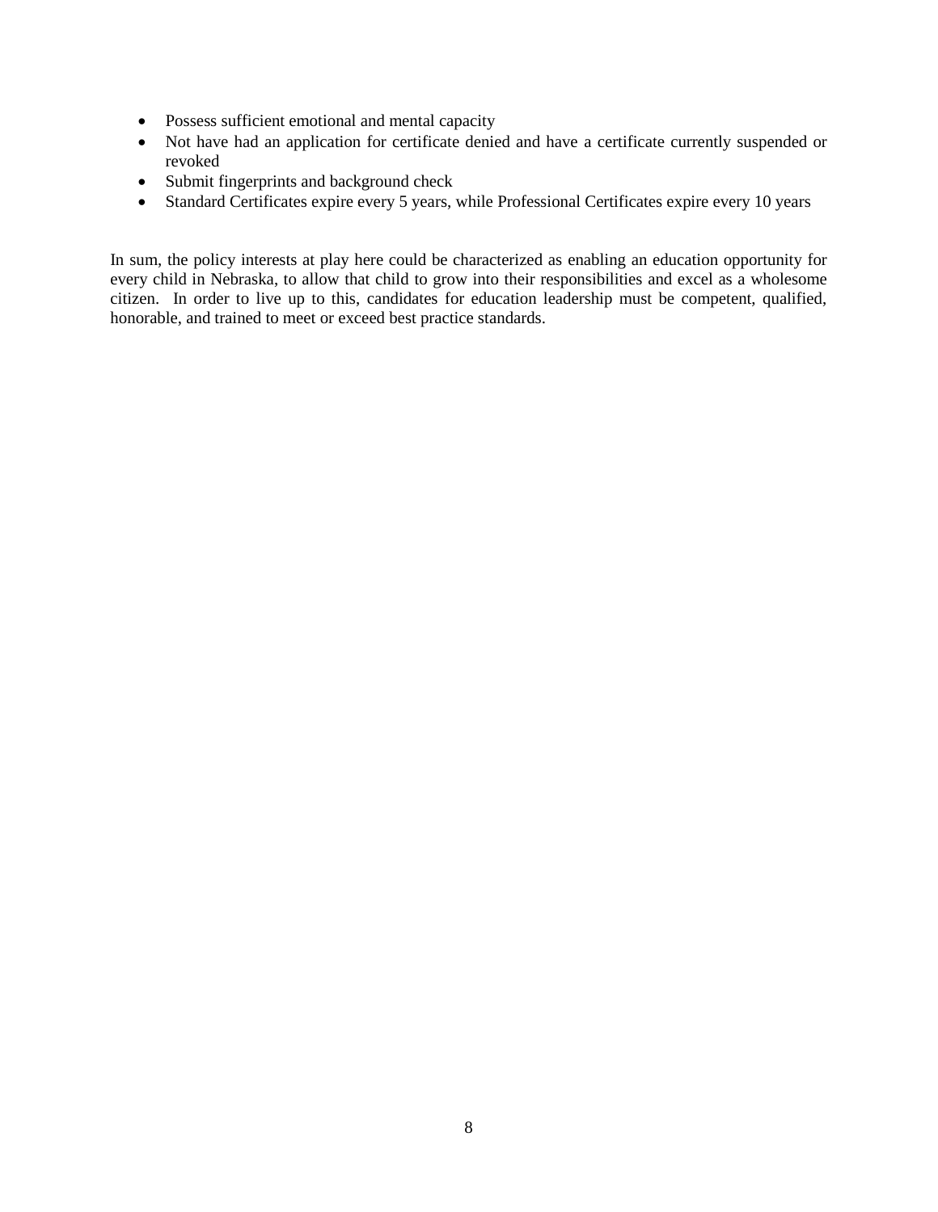- Possess sufficient emotional and mental capacity
- Not have had an application for certificate denied and have a certificate currently suspended or revoked
- Submit fingerprints and background check
- Standard Certificates expire every 5 years, while Professional Certificates expire every 10 years

In sum, the policy interests at play here could be characterized as enabling an education opportunity for every child in Nebraska, to allow that child to grow into their responsibilities and excel as a wholesome citizen. In order to live up to this, candidates for education leadership must be competent, qualified, honorable, and trained to meet or exceed best practice standards.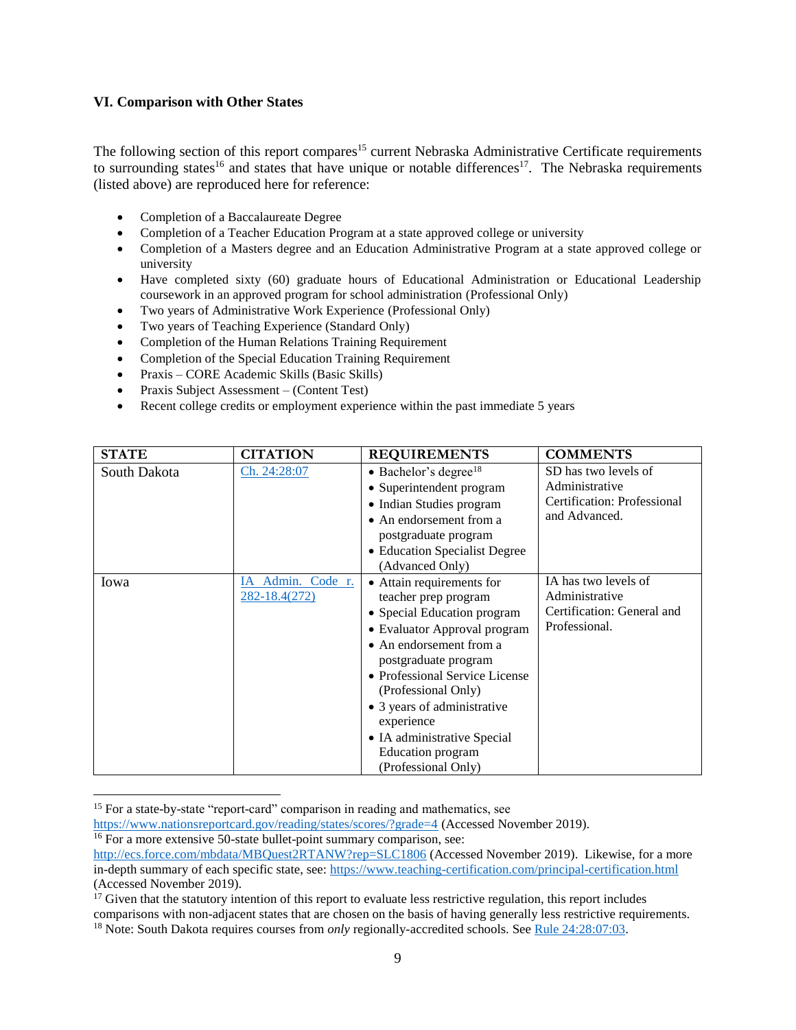### VI. Comparison with Other States

The following section of this report compares[15] current Nebraska Administrative Certificate requirements to surrounding states[16] and states that have unique or notable differences[17]. The Nebraska requirements (listed above) are reproduced here for reference:

- Completion of a Baccalaureate Degree
- Completion of a Teacher Education Program at a state approved college or university
- Completion of a Masters degree and an Education Administrative Program at a state approved college or university
- Have completed sixty (60) graduate hours of Educational Administration or Educational Leadership coursework in an approved program for school administration (Professional Only)
- Two years of Administrative Work Experience (Professional Only)
- Two years of Teaching Experience (Standard Only)
- Completion of the Human Relations Training Requirement
- Completion of the Special Education Training Requirement
- Praxis – CORE Academic Skills (Basic Skills)
- Praxis Subject Assessment – (Content Test)
- Recent college credits or employment experience within the past immediate 5 years

| STATE | CITATION | REQUIREMENTS | COMMENTS |
|---|---|---|---|
| South Dakota | Ch. 24:28:07 | • Bachelor's degree[18]<br>• Superintendent program<br>• Indian Studies program<br>• An endorsement from a postgraduate program<br>• Education Specialist Degree (Advanced Only) | SD has two levels of Administrative Certification: Professional and Advanced. |
| Iowa | IA Admin. Code r. 282-18.4(272) | • Attain requirements for teacher prep program<br>• Special Education program<br>• Evaluator Approval program<br>• An endorsement from a postgraduate program<br>• Professional Service License (Professional Only)<br>• 3 years of administrative experience<br>• IA administrative Special Education program (Professional Only) | IA has two levels of Administrative Certification: General and Professional. |

[15] For a state-by-state "report-card" comparison in reading and mathematics, see https://www.nationsreportcard.gov/reading/states/scores/?grade=4 (Accessed November 2019).

[16] For a more extensive 50-state bullet-point summary comparison, see: http://ecs.force.com/mbdata/MBQuest2RTANW?rep=SLC1806 (Accessed November 2019). Likewise, for a more in-depth summary of each specific state, see: https://www.teaching-certification.com/principal-certification.html (Accessed November 2019).

[17] Given that the statutory intention of this report to evaluate less restrictive regulation, this report includes comparisons with non-adjacent states that are chosen on the basis of having generally less restrictive requirements.

[18] Note: South Dakota requires courses from *only* regionally-accredited schools. See Rule 24:28:07:03.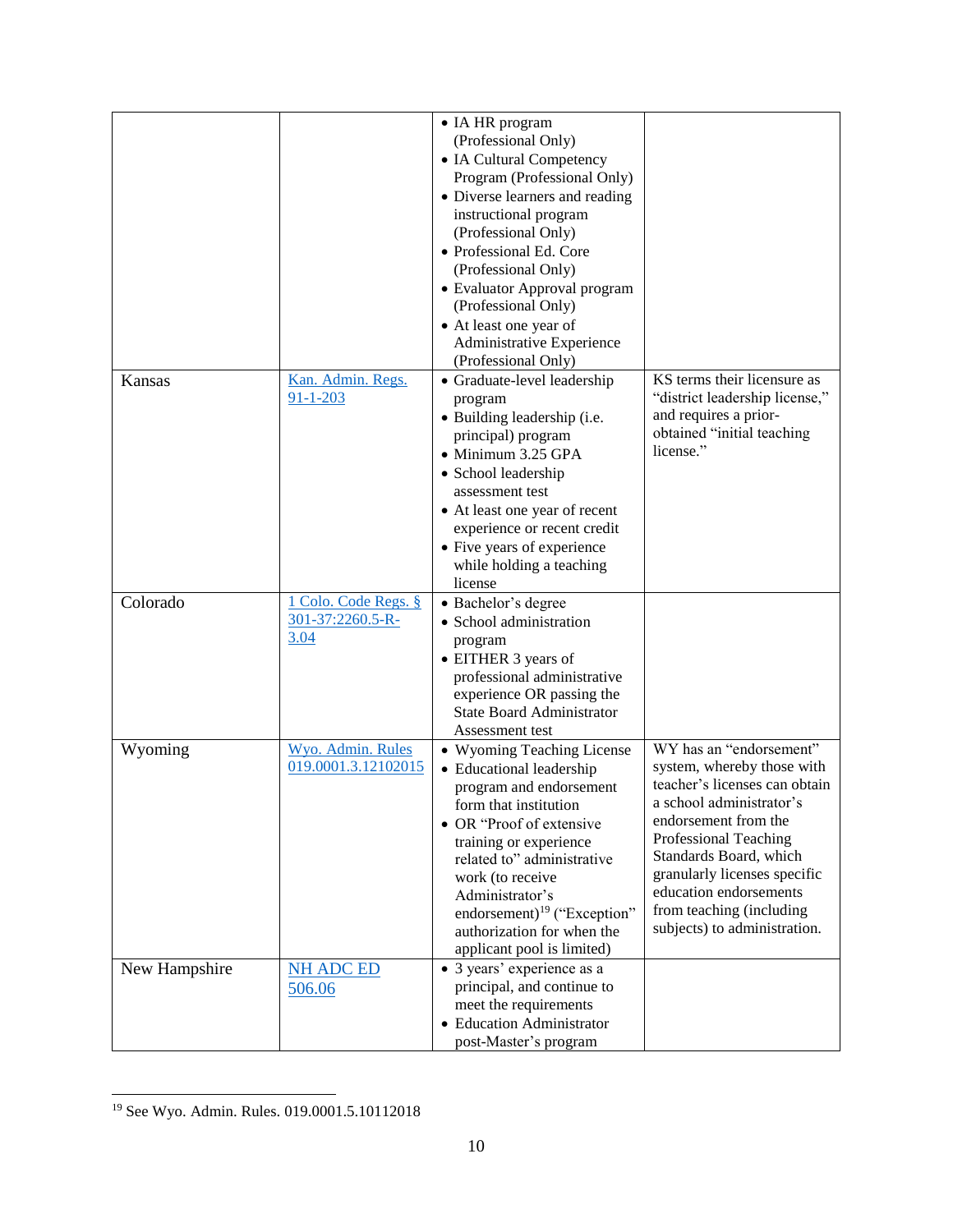| | | | |
|---|---|---|---|
| | | • IA HR program (Professional Only)<br>• IA Cultural Competency Program (Professional Only)<br>• Diverse learners and reading instructional program (Professional Only)<br>• Professional Ed. Core (Professional Only)<br>• Evaluator Approval program (Professional Only)<br>• At least one year of Administrative Experience (Professional Only) | |
| Kansas | [Kan. Admin. Regs. 91-1-203]() | • Graduate-level leadership program<br>• Building leadership (i.e. principal) program<br>• Minimum 3.25 GPA<br>• School leadership assessment test<br>• At least one year of recent experience or recent credit<br>• Five years of experience while holding a teaching license | KS terms their licensure as "district leadership license," and requires a prior-obtained "initial teaching license." |
| Colorado | [1 Colo. Code Regs. § 301-37:2260.5-R-3.04]() | • Bachelor's degree<br>• School administration program<br>• EITHER 3 years of professional administrative experience OR passing the State Board Administrator Assessment test | |
| Wyoming | [Wyo. Admin. Rules 019.0001.3.12102015]() | • Wyoming Teaching License<br>• Educational leadership program and endorsement form that institution<br>• OR "Proof of extensive training or experience related to" administrative work (to receive Administrator's endorsement)[19] ("Exception" authorization for when the applicant pool is limited) | WY has an "endorsement" system, whereby those with teacher's licenses can obtain a school administrator's endorsement from the Professional Teaching Standards Board, which granularly licenses specific education endorsements from teaching (including subjects) to administration. |
| New Hampshire | [NH ADC ED 506.06]() | • 3 years' experience as a principal, and continue to meet the requirements<br>• Education Administrator post-Master's program | |

[19] See Wyo. Admin. Rules. 019.0001.5.10112018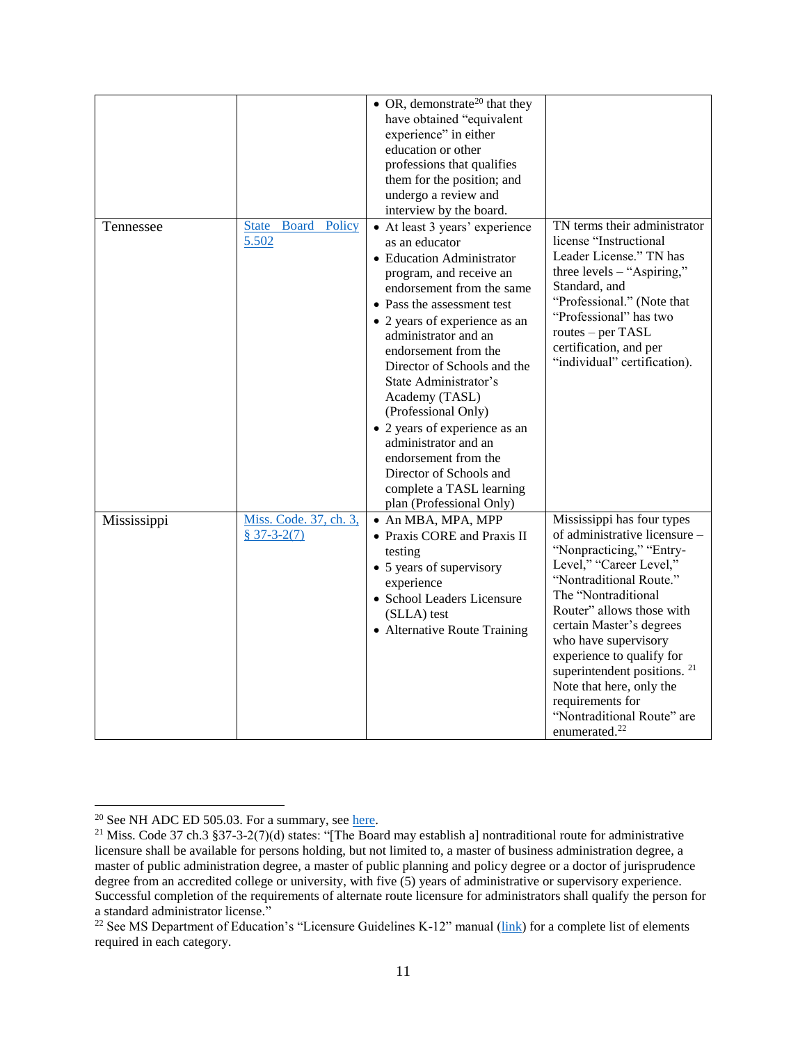| | | | |
|---|---|---|---|
| | | • OR, demonstrate[20] that they have obtained "equivalent experience" in either education or other professions that qualifies them for the position; and undergo a review and interview by the board. | |
| Tennessee | [State Board Policy 5.502]() | • At least 3 years' experience as an educator<br>• Education Administrator program, and receive an endorsement from the same<br>• Pass the assessment test<br>• 2 years of experience as an administrator and an endorsement from the Director of Schools and the State Administrator's Academy (TASL) (Professional Only)<br>• 2 years of experience as an administrator and an endorsement from the Director of Schools and complete a TASL learning plan (Professional Only) | TN terms their administrator license "Instructional Leader License." TN has three levels – "Aspiring," Standard, and "Professional." (Note that "Professional" has two routes – per TASL certification, and per "individual" certification). |
| Mississippi | [Miss. Code. 37, ch. 3, § 37-3-2(7)]() | • An MBA, MPA, MPP<br>• Praxis CORE and Praxis II testing<br>• 5 years of supervisory experience<br>• School Leaders Licensure (SLLA) test<br>• Alternative Route Training | Mississippi has four types of administrative licensure – "Nonpracticing," "Entry-Level," "Career Level," "Nontraditional Route." The "Nontraditional Router" allows those with certain Master's degrees who have supervisory experience to qualify for superintendent positions. [21] Note that here, only the requirements for "Nontraditional Route" are enumerated.[22] |

[20] See NH ADC ED 505.03. For a summary, see [here]().

[21] Miss. Code 37 ch.3 §37-3-2(7)(d) states: "[The Board may establish a] nontraditional route for administrative licensure shall be available for persons holding, but not limited to, a master of business administration degree, a master of public administration degree, a master of public planning and policy degree or a doctor of jurisprudence degree from an accredited college or university, with five (5) years of administrative or supervisory experience. Successful completion of the requirements of alternate route licensure for administrators shall qualify the person for a standard administrator license."

[22] See MS Department of Education's "Licensure Guidelines K-12" manual ([link]()) for a complete list of elements required in each category.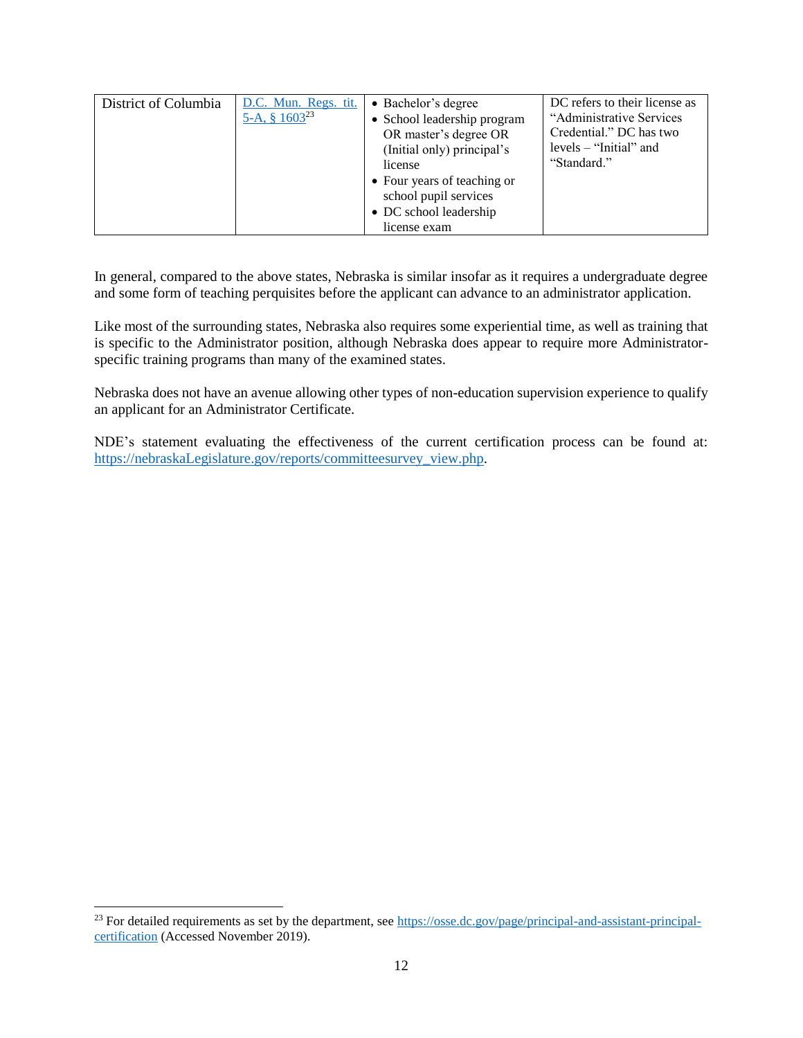| District of Columbia | D.C. Mun. Regs. tit. 5-A, § 1603[23] | • Bachelor's degree<br>• School leadership program OR master's degree OR (Initial only) principal's license<br>• Four years of teaching or school pupil services<br>• DC school leadership license exam | DC refers to their license as "Administrative Services Credential." DC has two levels – "Initial" and "Standard." |
|---|---|---|---|

In general, compared to the above states, Nebraska is similar insofar as it requires a undergraduate degree and some form of teaching perquisites before the applicant can advance to an administrator application.

Like most of the surrounding states, Nebraska also requires some experiential time, as well as training that is specific to the Administrator position, although Nebraska does appear to require more Administrator-specific training programs than many of the examined states.

Nebraska does not have an avenue allowing other types of non-education supervision experience to qualify an applicant for an Administrator Certificate.

NDE's statement evaluating the effectiveness of the current certification process can be found at: https://nebraskaLegislature.gov/reports/committeesurvey_view.php.

---

[23] For detailed requirements as set by the department, see https://osse.dc.gov/page/principal-and-assistant-principal-certification (Accessed November 2019).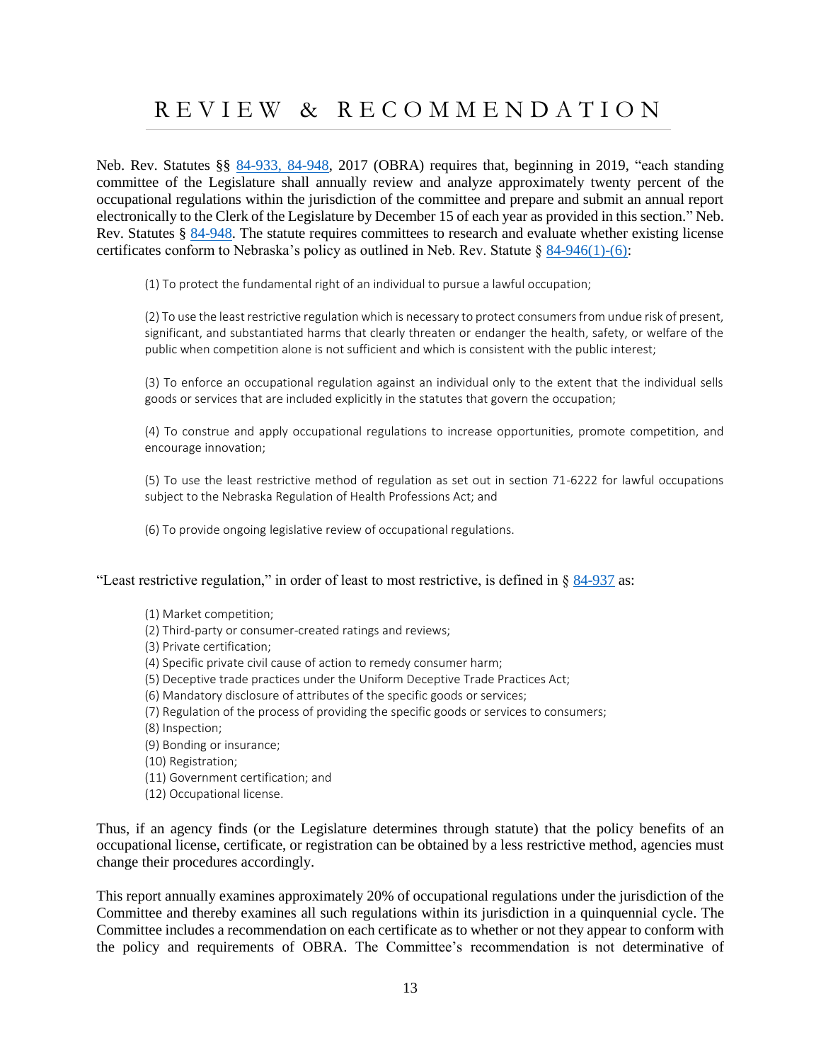# REVIEW & RECOMMENDATION

Neb. Rev. Statutes §§ 84-933, 84-948, 2017 (OBRA) requires that, beginning in 2019, "each standing committee of the Legislature shall annually review and analyze approximately twenty percent of the occupational regulations within the jurisdiction of the committee and prepare and submit an annual report electronically to the Clerk of the Legislature by December 15 of each year as provided in this section." Neb. Rev. Statutes § 84-948. The statute requires committees to research and evaluate whether existing license certificates conform to Nebraska's policy as outlined in Neb. Rev. Statute § 84-946(1)-(6):

> (1) To protect the fundamental right of an individual to pursue a lawful occupation;
>
> (2) To use the least restrictive regulation which is necessary to protect consumers from undue risk of present, significant, and substantiated harms that clearly threaten or endanger the health, safety, or welfare of the public when competition alone is not sufficient and which is consistent with the public interest;
>
> (3) To enforce an occupational regulation against an individual only to the extent that the individual sells goods or services that are included explicitly in the statutes that govern the occupation;
>
> (4) To construe and apply occupational regulations to increase opportunities, promote competition, and encourage innovation;
>
> (5) To use the least restrictive method of regulation as set out in section 71-6222 for lawful occupations subject to the Nebraska Regulation of Health Professions Act; and
>
> (6) To provide ongoing legislative review of occupational regulations.

"Least restrictive regulation," in order of least to most restrictive, is defined in § 84-937 as:

> (1) Market competition;
> (2) Third-party or consumer-created ratings and reviews;
> (3) Private certification;
> (4) Specific private civil cause of action to remedy consumer harm;
> (5) Deceptive trade practices under the Uniform Deceptive Trade Practices Act;
> (6) Mandatory disclosure of attributes of the specific goods or services;
> (7) Regulation of the process of providing the specific goods or services to consumers;
> (8) Inspection;
> (9) Bonding or insurance;
> (10) Registration;
> (11) Government certification; and
> (12) Occupational license.

Thus, if an agency finds (or the Legislature determines through statute) that the policy benefits of an occupational license, certificate, or registration can be obtained by a less restrictive method, agencies must change their procedures accordingly.

This report annually examines approximately 20% of occupational regulations under the jurisdiction of the Committee and thereby examines all such regulations within its jurisdiction in a quinquennial cycle. The Committee includes a recommendation on each certificate as to whether or not they appear to conform with the policy and requirements of OBRA. The Committee's recommendation is not determinative of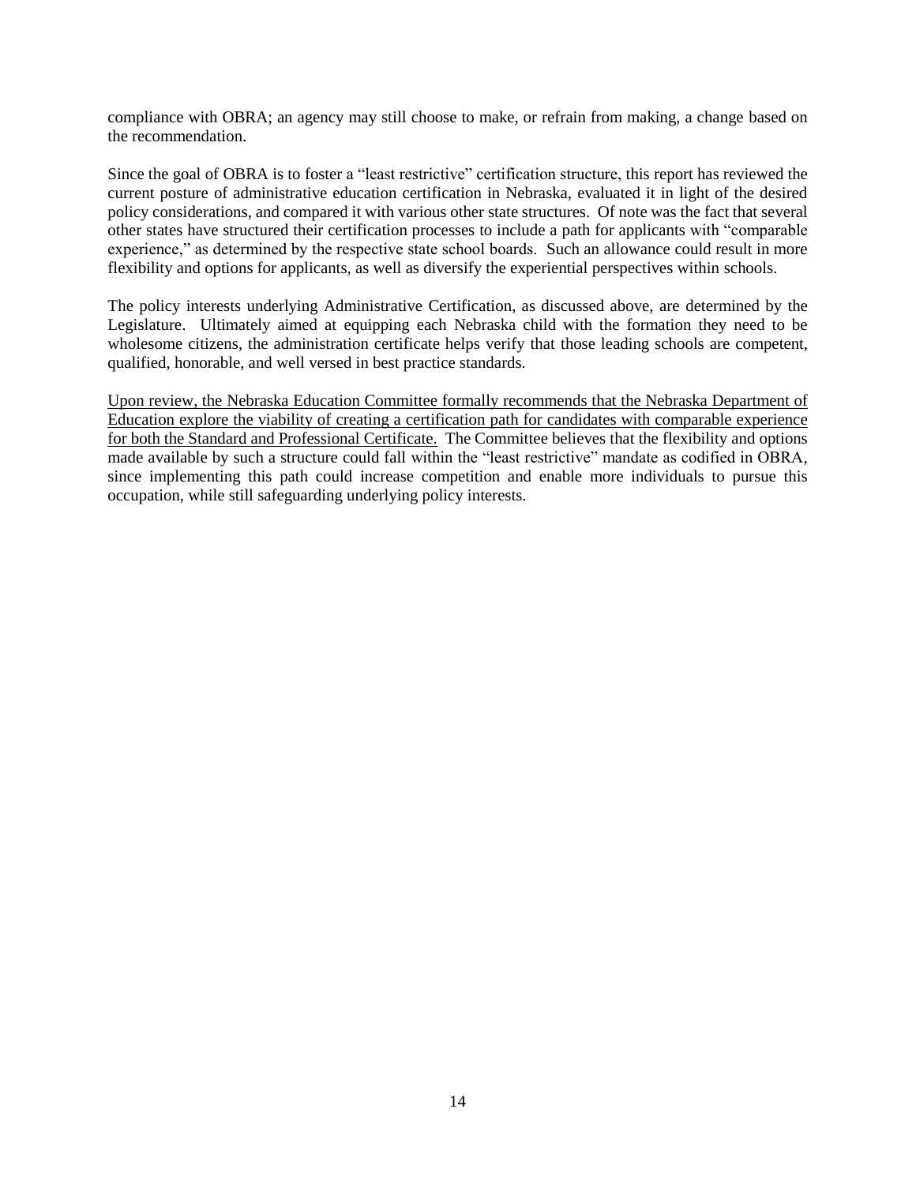compliance with OBRA; an agency may still choose to make, or refrain from making, a change based on the recommendation.

Since the goal of OBRA is to foster a "least restrictive" certification structure, this report has reviewed the current posture of administrative education certification in Nebraska, evaluated it in light of the desired policy considerations, and compared it with various other state structures. Of note was the fact that several other states have structured their certification processes to include a path for applicants with "comparable experience," as determined by the respective state school boards. Such an allowance could result in more flexibility and options for applicants, as well as diversify the experiential perspectives within schools.

The policy interests underlying Administrative Certification, as discussed above, are determined by the Legislature. Ultimately aimed at equipping each Nebraska child with the formation they need to be wholesome citizens, the administration certificate helps verify that those leading schools are competent, qualified, honorable, and well versed in best practice standards.

<u>Upon review, the Nebraska Education Committee formally recommends that the Nebraska Department of Education explore the viability of creating a certification path for candidates with comparable experience for both the Standard and Professional Certificate.</u> The Committee believes that the flexibility and options made available by such a structure could fall within the "least restrictive" mandate as codified in OBRA, since implementing this path could increase competition and enable more individuals to pursue this occupation, while still safeguarding underlying policy interests.